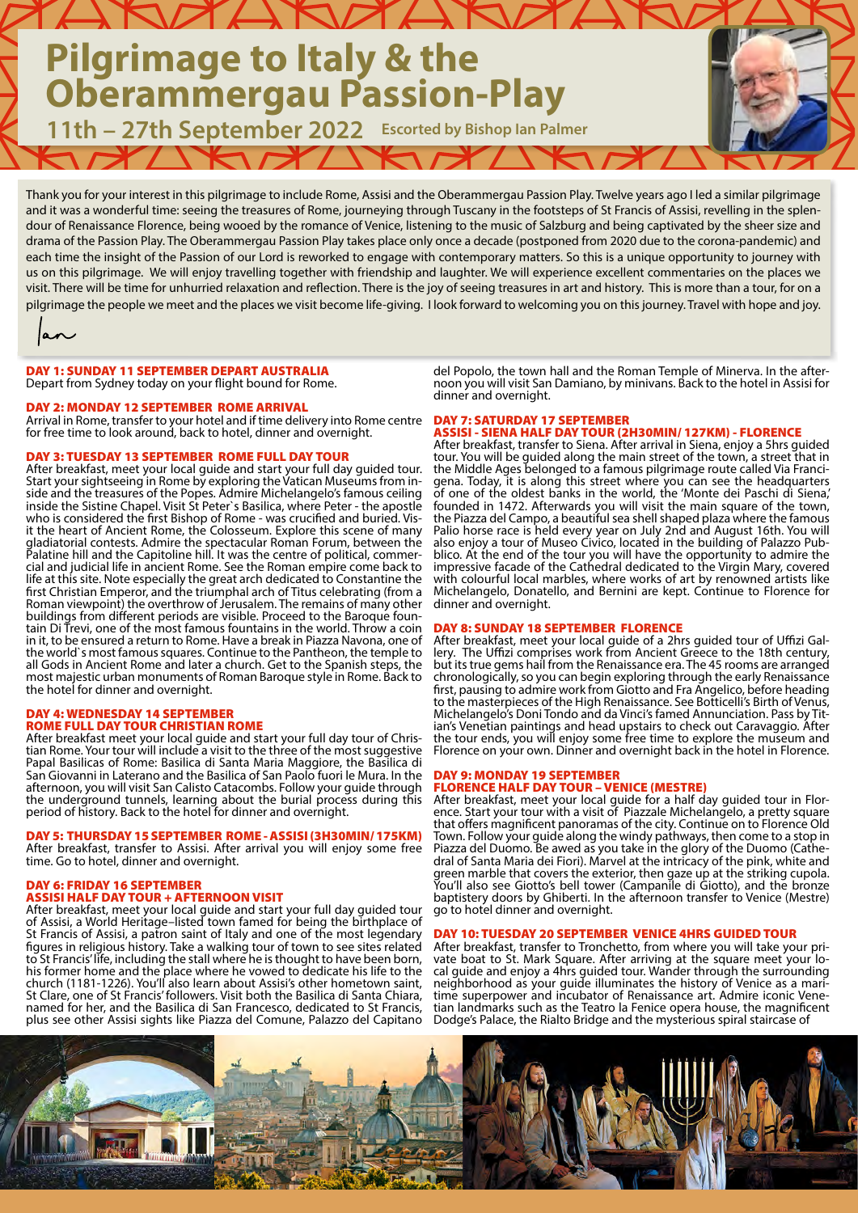# Pilgrimage to Italy & the Oberammergau Passion-Play

## 11th – 27th September 2022 Escorted by Bishop Ian Palmer

Thank you for your interest in this pilgrimage to include Rome, Assisi and the Oberammergau Passion Play. Twelve years ago I led a similar pilgrimage and it was a wonderful time: seeing the treasures of Rome, journeying through Tuscany in the footsteps of St Francis of Assisi, revelling in the splendour of Renaissance Florence, being wooed by the romance of Venice, listening to the music of Salzburg and being captivated by the sheer size and drama of the Passion Play. The Oberammergau Passion Play takes place only once a decade (postponed from 2020 due to the corona-pandemic) and each time the insight of the Passion of our Lord is reworked to engage with contemporary matters. So this is a unique opportunity to journey with us on this pilgrimage. We will enjoy travelling together with friendship and laughter. We will experience excellent commentaries on the places we visit. There will be time for unhurried relaxation and reflection. There is the joy of seeing treasures in art and history. This is more than a tour, for on a pilgrimage the people we meet and the places we visit become life-giving. I look forward to welcoming you on this journey. Travel with hope and joy.

Ian

**DAY 1: SUNDAY 11 SEPTEMBER DEPART AUSTRALIA**
Depart from Sydney today on your flight bound for Rome.

**DAY 2: MONDAY 12 SEPTEMBER ROME ARRIVAL**
Arrival in Rome, transfer to your hotel and if time delivery into Rome centre for free time to look around, back to hotel, dinner and overnight.

**DAY 3: TUESDAY 13 SEPTEMBER ROME FULL DAY TOUR**
After breakfast, meet your local guide and start your full day guided tour. Start your sightseeing in Rome by exploring the Vatican Museums from inside and the treasures of the Popes. Admire Michelangelo's famous ceiling inside the Sistine Chapel. Visit St Peter`s Basilica, where Peter - the apostle who is considered the first Bishop of Rome - was crucified and buried. Visit the heart of Ancient Rome, the Colosseum. Explore this scene of many gladiatorial contests. Admire the spectacular Roman Forum, between the Palatine hill and the Capitoline hill. It was the centre of political, commercial and judicial life in ancient Rome. See the Roman empire come back to life at this site. Note especially the great arch dedicated to Constantine the first Christian Emperor, and the triumphal arch of Titus celebrating (from a Roman viewpoint) the overthrow of Jerusalem. The remains of many other buildings from different periods are visible. Proceed to the Baroque fountain Di Trevi, one of the most famous fountains in the world. Throw a coin in it, to be ensured a return to Rome. Have a break in Piazza Navona, one of the world`s most famous squares. Continue to the Pantheon, the temple to all Gods in Ancient Rome and later a church. Get to the Spanish steps, the most majestic urban monuments of Roman Baroque style in Rome. Back to the hotel for dinner and overnight.

**DAY 4: WEDNESDAY 14 SEPTEMBER ROME FULL DAY TOUR CHRISTIAN ROME**
After breakfast meet your local guide and start your full day tour of Christian Rome. Your tour will include a visit to the three of the most suggestive Papal Basilicas of Rome: Basilica di Santa Maria Maggiore, the Basilica di San Giovanni in Laterano and the Basilica of San Paolo fuori le Mura. In the afternoon, you will visit San Calisto Catacombs. Follow your guide through the underground tunnels, learning about the burial process during this period of history. Back to the hotel for dinner and overnight.

**DAY 5: THURSDAY 15 SEPTEMBER ROME - ASSISI (3H30MIN/ 175KM)**
After breakfast, transfer to Assisi. After arrival you will enjoy some free time. Go to hotel, dinner and overnight.

**DAY 6: FRIDAY 16 SEPTEMBER ASSISI HALF DAY TOUR + AFTERNOON VISIT**
After breakfast, meet your local guide and start your full day guided tour of Assisi, a World Heritage–listed town famed for being the birthplace of St Francis of Assisi, a patron saint of Italy and one of the most legendary figures in religious history. Take a walking tour of town to see sites related to St Francis' life, including the stall where he is thought to have been born, his former home and the place where he vowed to dedicate his life to the church (1181-1226). You'll also learn about Assisi's other hometown saint, St Clare, one of St Francis' followers. Visit both the Basilica di Santa Chiara, named for her, and the Basilica di San Francesco, dedicated to St Francis, plus see other Assisi sights like Piazza del Comune, Palazzo del Capitano del Popolo, the town hall and the Roman Temple of Minerva. In the afternoon you will visit San Damiano, by minivans. Back to the hotel in Assisi for dinner and overnight.

**DAY 7: SATURDAY 17 SEPTEMBER ASSISI - SIENA HALF DAY TOUR (2H30MIN/ 127KM) - FLORENCE**
After breakfast, transfer to Siena. After arrival in Siena, enjoy a 5hrs guided tour. You will be guided along the main street of the town, a street that in the Middle Ages belonged to a famous pilgrimage route called Via Francigena. Today, it is along this street where you can see the headquarters of one of the oldest banks in the world, the 'Monte dei Paschi di Siena,' founded in 1472. Afterwards you will visit the main square of the town, the Piazza del Campo, a beautiful sea shell shaped plaza where the famous Palio horse race is held every year on July 2nd and August 16th. You will also enjoy a tour of Museo Civico, located in the building of Palazzo Pubblico. At the end of the tour you will have the opportunity to admire the impressive facade of the Cathedral dedicated to the Virgin Mary, covered with colourful local marbles, where works of art by renowned artists like Michelangelo, Donatello, and Bernini are kept. Continue to Florence for dinner and overnight.

**DAY 8: SUNDAY 18 SEPTEMBER FLORENCE**
After breakfast, meet your local guide of a 2hrs guided tour of Uffizi Gallery. The Uffizi comprises work from Ancient Greece to the 18th century, but its true gems hail from the Renaissance era. The 45 rooms are arranged chronologically, so you can begin exploring through the early Renaissance first, pausing to admire work from Giotto and Fra Angelico, before heading to the masterpieces of the High Renaissance. See Botticelli's Birth of Venus, Michelangelo's Doni Tondo and da Vinci's famed Annunciation. Pass by Titian's Venetian paintings and head upstairs to check out Caravaggio. After the tour ends, you will enjoy some free time to explore the museum and Florence on your own. Dinner and overnight back in the hotel in Florence.

**DAY 9: MONDAY 19 SEPTEMBER FLORENCE HALF DAY TOUR – VENICE (MESTRE)**
After breakfast, meet your local guide for a half day guided tour in Florence. Start your tour with a visit of Piazzale Michelangelo, a pretty square that offers magnificent panoramas of the city. Continue on to Florence Old Town. Follow your guide along the windy pathways, then come to a stop in Piazza del Duomo. Be awed as you take in the glory of the Duomo (Cathedral of Santa Maria dei Fiori). Marvel at the intricacy of the pink, white and green marble that covers the exterior, then gaze up at the striking cupola. You'll also see Giotto's bell tower (Campanile di Giotto), and the bronze baptistery doors by Ghiberti. In the afternoon transfer to Venice (Mestre) go to hotel dinner and overnight.

**DAY 10: TUESDAY 20 SEPTEMBER VENICE 4HRS GUIDED TOUR**
After breakfast, transfer to Tronchetto, from where you will take your private boat to St. Mark Square. After arriving at the square meet your local guide and enjoy a 4hrs guided tour. Wander through the surrounding neighborhood as your guide illuminates the history of Venice as a maritime superpower and incubator of Renaissance art. Admire iconic Venetian landmarks such as the Teatro la Fenice opera house, the magnificent Dodge's Palace, the Rialto Bridge and the mysterious spiral staircase of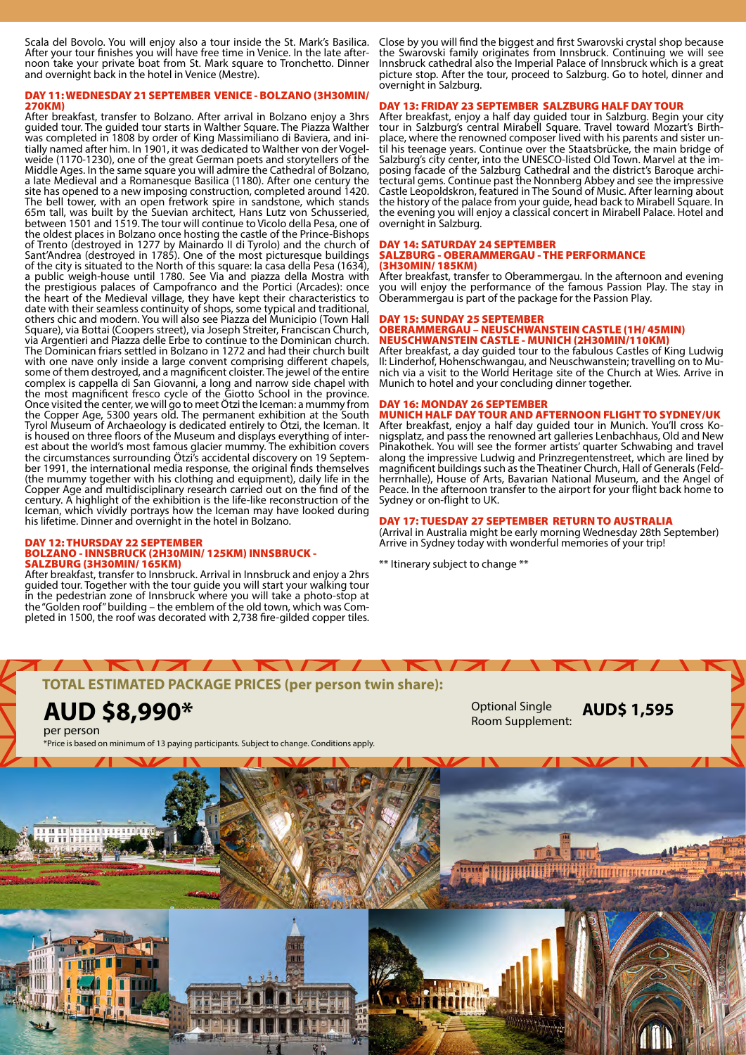Scala del Bovolo. You will enjoy also a tour inside the St. Mark's Basilica. After your tour finishes you will have free time in Venice. In the late afternoon take your private boat from St. Mark square to Tronchetto. Dinner and overnight back in the hotel in Venice (Mestre).

### DAY 11: WEDNESDAY 21 SEPTEMBER VENICE - BOLZANO (3H30MIN/ 270KM)

After breakfast, transfer to Bolzano. After arrival in Bolzano enjoy a 3hrs guided tour. The guided tour starts in Walther Square. The Piazza Walther was completed in 1808 by order of King Massimiliano di Baviera, and initially named after him. In 1901, it was dedicated to Walther von der Vogelweide (1170-1230), one of the great German poets and storytellers of the Middle Ages. In the same square you will admire the Cathedral of Bolzano, a late Medieval and a Romanesque Basilica (1180). After one century the site has opened to a new imposing construction, completed around 1420. The bell tower, with an open fretwork spire in sandstone, which stands 65m tall, was built by the Suevian architect, Hans Lutz von Schusseried, between 1501 and 1519. The tour will continue to Vicolo della Pesa, one of the oldest places in Bolzano once hosting the castle of the Prince-Bishops of Trento (destroyed in 1277 by Mainardo II di Tyrolo) and the church of Sant'Andrea (destroyed in 1785). One of the most picturesque buildings of the city is situated to the North of this square: la casa della Pesa (1634), a public weigh-house until 1780. See Via and piazza della Mostra with the prestigious palaces of Campofranco and the Portici (Arcades): once the heart of the Medieval village, they have kept their characteristics to date with their seamless continuity of shops, some typical and traditional, others chic and modern. You will also see Piazza del Municipio (Town Hall Square), via Bottai (Coopers street), via Joseph Streiter, Franciscan Church, via Argentieri and Piazza delle Erbe to continue to the Dominican church. The Dominican friars settled in Bolzano in 1272 and had their church built with one nave only inside a large convent comprising different chapels, some of them destroyed, and a magnificent cloister. The jewel of the entire complex is cappella di San Giovanni, a long and narrow side chapel with the most magnificent fresco cycle of the Giotto School in the province. Once visited the center, we will go to meet Ötzi the Iceman: a mummy from the Copper Age, 5300 years old. The permanent exhibition at the South Tyrol Museum of Archaeology is dedicated entirely to Ötzi, the Iceman. It is housed on three floors of the Museum and displays everything of interest about the world's most famous glacier mummy. The exhibition covers the circumstances surrounding Ötzi's accidental discovery on 19 September 1991, the international media response, the original finds themselves (the mummy together with his clothing and equipment), daily life in the Copper Age and multidisciplinary research carried out on the find of the century. A highlight of the exhibition is the life-like reconstruction of the Iceman, which vividly portrays how the Iceman may have looked during his lifetime. Dinner and overnight in the hotel in Bolzano.

### DAY 12: THURSDAY 22 SEPTEMBER BOLZANO - INNSBRUCK (2H30MIN/ 125KM) INNSBRUCK - SALZBURG (3H30MIN/ 165KM)

After breakfast, transfer to Innsbruck. Arrival in Innsbruck and enjoy a 2hrs guided tour. Together with the tour guide you will start your walking tour in the pedestrian zone of Innsbruck where you will take a photo-stop at the "Golden roof" building – the emblem of the old town, which was Completed in 1500, the roof was decorated with 2,738 fire-gilded copper tiles. Close by you will find the biggest and first Swarovski crystal shop because the Swarovski family originates from Innsbruck. Continuing we will see Innsbruck cathedral also the Imperial Palace of Innsbruck which is a great picture stop. After the tour, proceed to Salzburg. Go to hotel, dinner and overnight in Salzburg.

### DAY 13: FRIDAY 23 SEPTEMBER SALZBURG HALF DAY TOUR

After breakfast, enjoy a half day guided tour in Salzburg. Begin your city tour in Salzburg's central Mirabell Square. Travel toward Mozart's Birthplace, where the renowned composer lived with his parents and sister until his teenage years. Continue over the Staatsbrücke, the main bridge of Salzburg's city center, into the UNESCO-listed Old Town. Marvel at the imposing facade of the Salzburg Cathedral and the district's Baroque architectural gems. Continue past the Nonnberg Abbey and see the impressive Castle Leopoldskron, featured in The Sound of Music. After learning about the history of the palace from your guide, head back to Mirabell Square. In the evening you will enjoy a classical concert in Mirabell Palace. Hotel and overnight in Salzburg.

### DAY 14: SATURDAY 24 SEPTEMBER SALZBURG - OBERAMMERGAU - THE PERFORMANCE (3H30MIN/ 185KM)

After breakfast, transfer to Oberammergau. In the afternoon and evening you will enjoy the performance of the famous Passion Play. The stay in Oberammergau is part of the package for the Passion Play.

### DAY 15: SUNDAY 25 SEPTEMBER OBERAMMERGAU – NEUSCHWANSTEIN CASTLE (1H/ 45MIN) NEUSCHWANSTEIN CASTLE - MUNICH (2H30MIN/110KM)

After breakfast, a day guided tour to the fabulous Castles of King Ludwig II: Linderhof, Hohenschwangau, and Neuschwanstein; travelling on to Munich via a visit to the World Heritage site of the Church at Wies. Arrive in Munich to hotel and your concluding dinner together.

### DAY 16: MONDAY 26 SEPTEMBER MUNICH HALF DAY TOUR AND AFTERNOON FLIGHT TO SYDNEY/UK

After breakfast, enjoy a half day guided tour in Munich. You'll cross Konigsplatz, and pass the renowned art galleries Lenbachhaus, Old and New Pinakothek. You will see the former artists' quarter Schwabing and travel along the impressive Ludwig and Prinzregentenstreet, which are lined by magnificent buildings such as the Theatiner Church, Hall of Generals (Feldherrnhalle), House of Arts, Bavarian National Museum, and the Angel of Peace. In the afternoon transfer to the airport for your flight back home to Sydney or on-flight to UK.

### DAY 17: TUESDAY 27 SEPTEMBER RETURN TO AUSTRALIA

(Arrival in Australia might be early morning Wednesday 28th September)
Arrive in Sydney today with wonderful memories of your trip!

** Itinerary subject to change **

## TOTAL ESTIMATED PACKAGE PRICES (per person twin share):

**AUD $8,990*** per person

Optional Single Room Supplement: **AUD$ 1,595**

*Price is based on minimum of 13 paying participants. Subject to change. Conditions apply.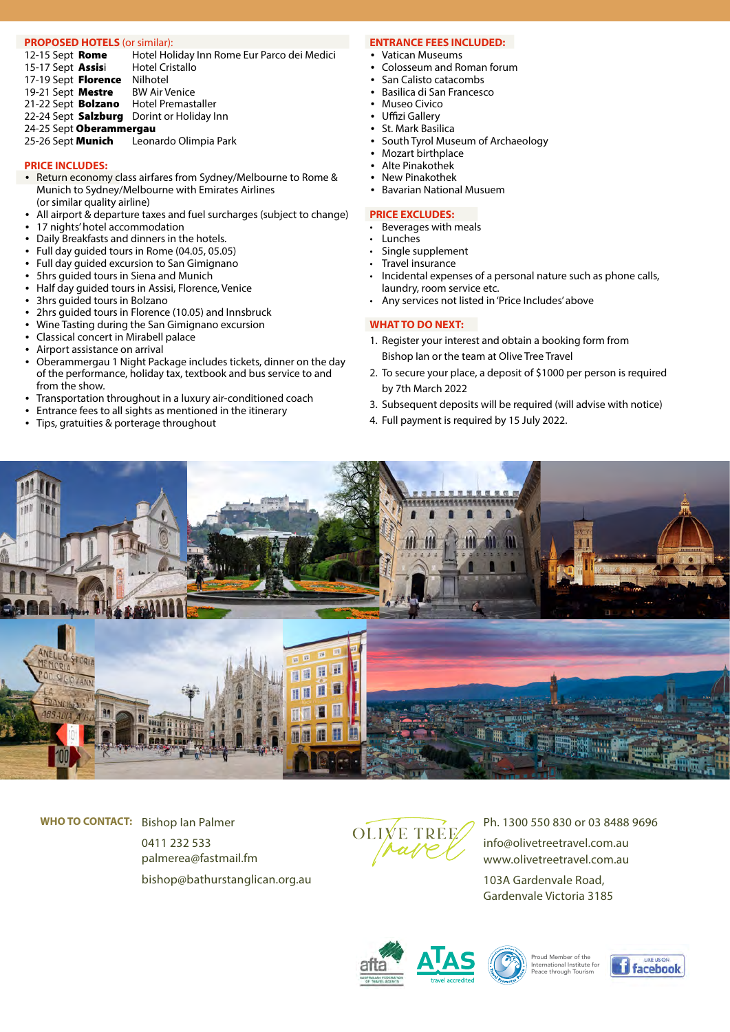## PROPOSED HOTELS (or similar):

| | | |
|---|---|---|
| 12-15 Sept | **Rome** | Hotel Holiday Inn Rome Eur Parco dei Medici |
| 15-17 Sept | **Assisi** | Hotel Cristallo |
| 17-19 Sept | **Florence** | Nilhotel |
| 19-21 Sept | **Mestre** | BW Air Venice |
| 21-22 Sept | **Bolzano** | Hotel Premastaller |
| 22-24 Sept | **Salzburg** | Dorint or Holiday Inn |
| 24-25 Sept | **Oberammergau** | |
| 25-26 Sept | **Munich** | Leonardo Olimpia Park |

## PRICE INCLUDES:

- Return economy class airfares from Sydney/Melbourne to Rome & Munich to Sydney/Melbourne with Emirates Airlines (or similar quality airline)
- All airport & departure taxes and fuel surcharges (subject to change)
- 17 nights' hotel accommodation
- Daily Breakfasts and dinners in the hotels.
- Full day guided tours in Rome (04.05, 05.05)
- Full day guided excursion to San Gimignano
- 5hrs guided tours in Siena and Munich
- Half day guided tours in Assisi, Florence, Venice
- 3hrs guided tours in Bolzano
- 2hrs guided tours in Florence (10.05) and Innsbruck
- Wine Tasting during the San Gimignano excursion
- Classical concert in Mirabell palace
- Airport assistance on arrival
- Oberammergau 1 Night Package includes tickets, dinner on the day of the performance, holiday tax, textbook and bus service to and from the show.
- Transportation throughout in a luxury air-conditioned coach
- Entrance fees to all sights as mentioned in the itinerary
- Tips, gratuities & porterage throughout

## ENTRANCE FEES INCLUDED:

- Vatican Museums
- Colosseum and Roman forum
- San Calisto catacombs
- Basilica di San Francesco
- Museo Civico
- Uffizi Gallery
- St. Mark Basilica
- South Tyrol Museum of Archaeology
- Mozart birthplace
- Alte Pinakothek
- New Pinakothek
- Bavarian National Musuem

## PRICE EXCLUDES:

- Beverages with meals
- Lunches
- Single supplement
- Travel insurance
- Incidental expenses of a personal nature such as phone calls, laundry, room service etc.
- Any services not listed in 'Price Includes' above

## WHAT TO DO NEXT:

1. Register your interest and obtain a booking form from Bishop Ian or the team at Olive Tree Travel
2. To secure your place, a deposit of $1000 per person is required by 7th March 2022
3. Subsequent deposits will be required (will advise with notice)
4. Full payment is required by 15 July 2022.

**WHO TO CONTACT:** Bishop Ian Palmer
0411 232 533
palmerea@fastmail.fm
bishop@bathurstanglican.org.au

OLIVE TREE Travel

Ph. 1300 550 830 or 03 8488 9696
info@olivetreetravel.com.au
www.olivetreetravel.com.au

103A Gardenvale Road,
Gardenvale Victoria 3185

afta AUSTRALIAN FEDERATION OF TRAVEL AGENTS

ATAS travel accredited

Proud Member of the International Institute for Peace through Tourism

LIKE US ON facebook